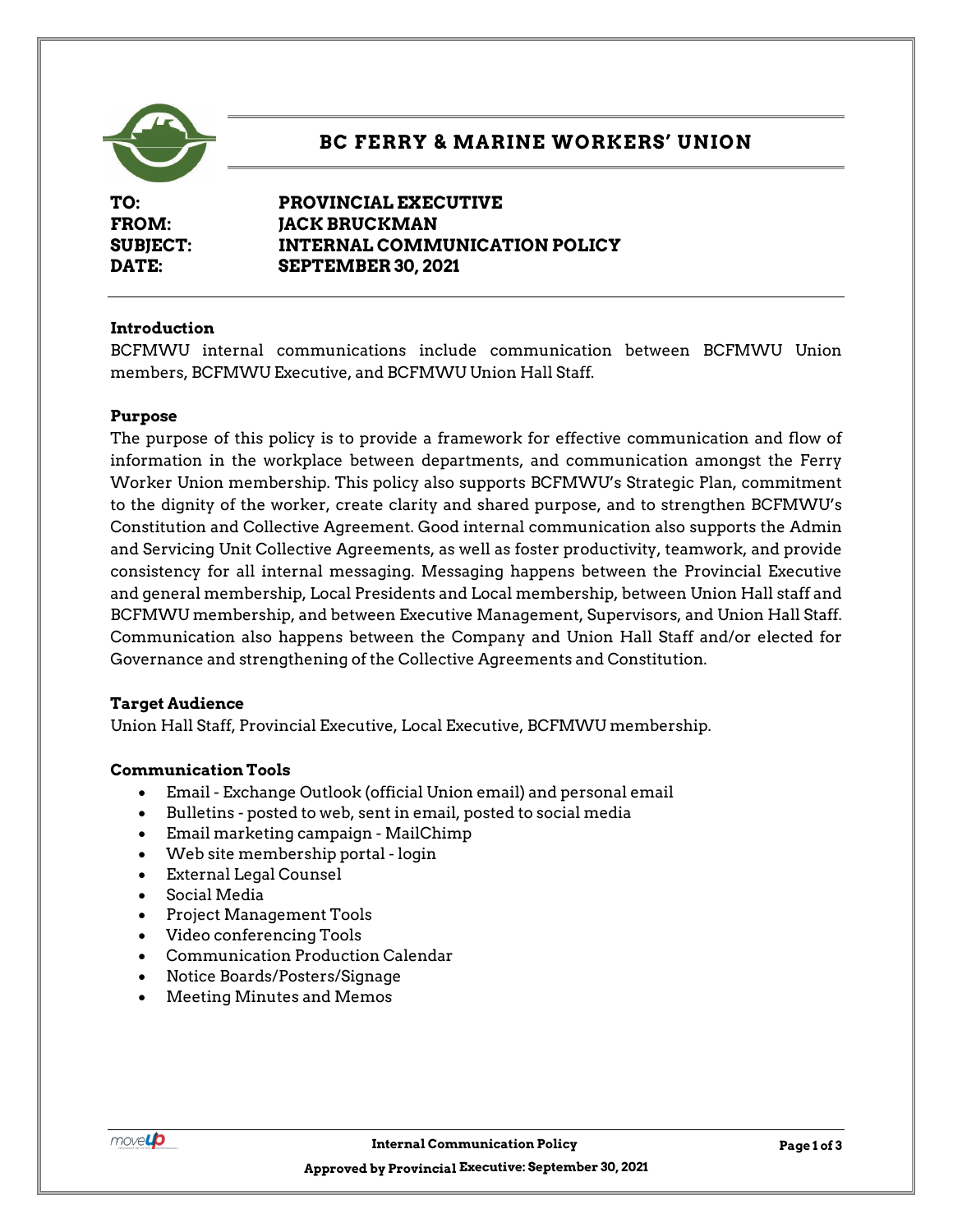# BC FERRY & MARINE WORKERS' UNION

**TO:** PROVINCIAL EXECUTIVE
**FROM:** JACK BRUCKMAN
**SUBJECT:** INTERNAL COMMUNICATION POLICY
**DATE:** SEPTEMBER 30, 2021

### Introduction

BCFMWU internal communications include communication between BCFMWU Union members, BCFMWU Executive, and BCFMWU Union Hall Staff.

### Purpose

The purpose of this policy is to provide a framework for effective communication and flow of information in the workplace between departments, and communication amongst the Ferry Worker Union membership. This policy also supports BCFMWU's Strategic Plan, commitment to the dignity of the worker, create clarity and shared purpose, and to strengthen BCFMWU's Constitution and Collective Agreement. Good internal communication also supports the Admin and Servicing Unit Collective Agreements, as well as foster productivity, teamwork, and provide consistency for all internal messaging. Messaging happens between the Provincial Executive and general membership, Local Presidents and Local membership, between Union Hall staff and BCFMWU membership, and between Executive Management, Supervisors, and Union Hall Staff. Communication also happens between the Company and Union Hall Staff and/or elected for Governance and strengthening of the Collective Agreements and Constitution.

### Target Audience

Union Hall Staff, Provincial Executive, Local Executive, BCFMWU membership.

### Communication Tools

- Email - Exchange Outlook (official Union email) and personal email
- Bulletins - posted to web, sent in email, posted to social media
- Email marketing campaign - MailChimp
- Web site membership portal - login
- External Legal Counsel
- Social Media
- Project Management Tools
- Video conferencing Tools
- Communication Production Calendar
- Notice Boards/Posters/Signage
- Meeting Minutes and Memos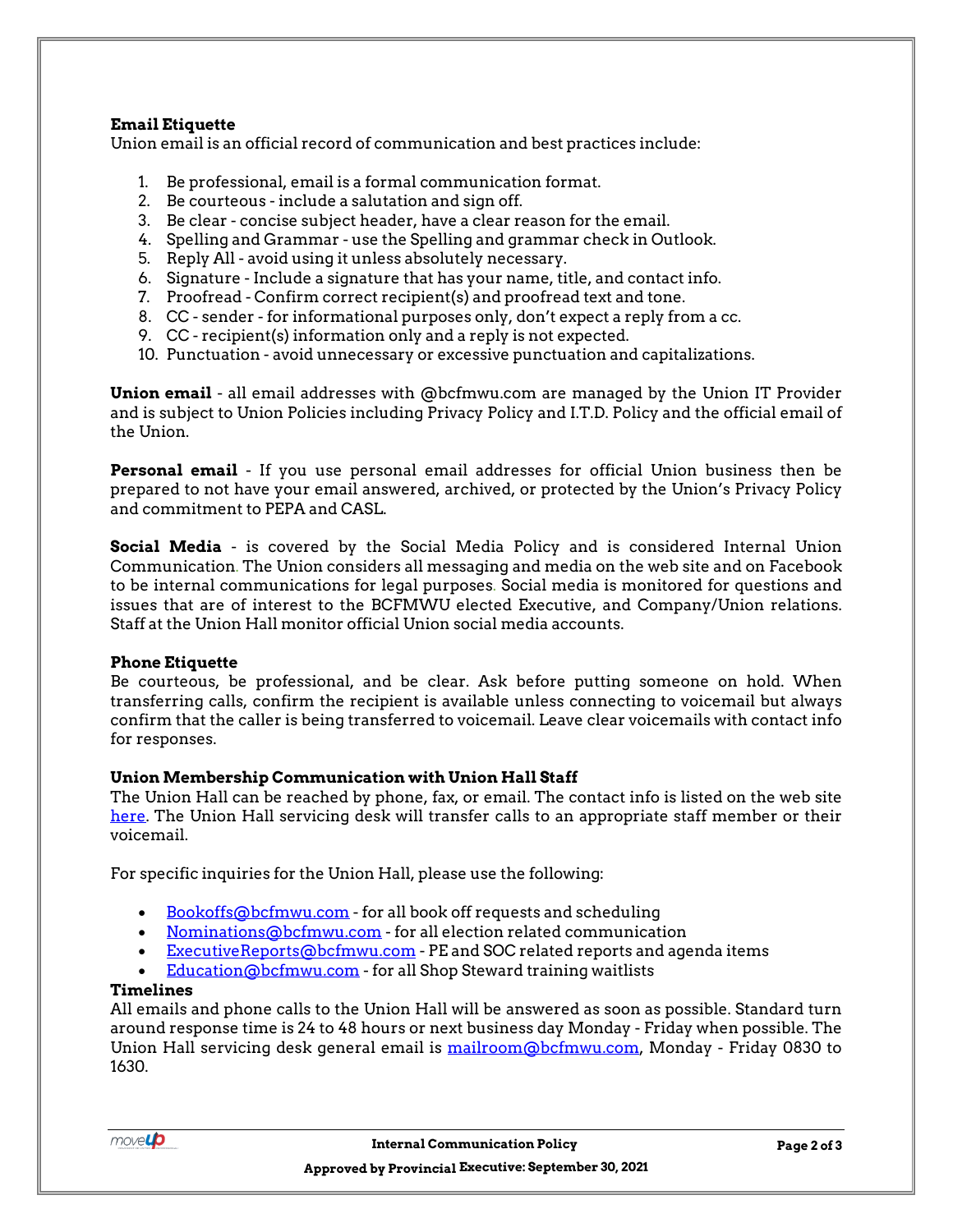**Email Etiquette**

Union email is an official record of communication and best practices include:

1. Be professional, email is a formal communication format.
2. Be courteous - include a salutation and sign off.
3. Be clear - concise subject header, have a clear reason for the email.
4. Spelling and Grammar - use the Spelling and grammar check in Outlook.
5. Reply All - avoid using it unless absolutely necessary.
6. Signature - Include a signature that has your name, title, and contact info.
7. Proofread - Confirm correct recipient(s) and proofread text and tone.
8. CC - sender - for informational purposes only, don't expect a reply from a cc.
9. CC - recipient(s) information only and a reply is not expected.
10. Punctuation - avoid unnecessary or excessive punctuation and capitalizations.

**Union email** - all email addresses with @bcfmwu.com are managed by the Union IT Provider and is subject to Union Policies including Privacy Policy and I.T.D. Policy and the official email of the Union.

**Personal email** - If you use personal email addresses for official Union business then be prepared to not have your email answered, archived, or protected by the Union's Privacy Policy and commitment to PEPA and CASL.

**Social Media** - is covered by the Social Media Policy and is considered Internal Union Communication. The Union considers all messaging and media on the web site and on Facebook to be internal communications for legal purposes. Social media is monitored for questions and issues that are of interest to the BCFMWU elected Executive, and Company/Union relations. Staff at the Union Hall monitor official Union social media accounts.

**Phone Etiquette**

Be courteous, be professional, and be clear. Ask before putting someone on hold. When transferring calls, confirm the recipient is available unless connecting to voicemail but always confirm that the caller is being transferred to voicemail. Leave clear voicemails with contact info for responses.

**Union Membership Communication with Union Hall Staff**

The Union Hall can be reached by phone, fax, or email. The contact info is listed on the web site here. The Union Hall servicing desk will transfer calls to an appropriate staff member or their voicemail.

For specific inquiries for the Union Hall, please use the following:

- Bookoffs@bcfmwu.com - for all book off requests and scheduling
- Nominations@bcfmwu.com - for all election related communication
- ExecutiveReports@bcfmwu.com - PE and SOC related reports and agenda items
- Education@bcfmwu.com - for all Shop Steward training waitlists

**Timelines**

All emails and phone calls to the Union Hall will be answered as soon as possible. Standard turn around response time is 24 to 48 hours or next business day Monday - Friday when possible. The Union Hall servicing desk general email is mailroom@bcfmwu.com, Monday - Friday 0830 to 1630.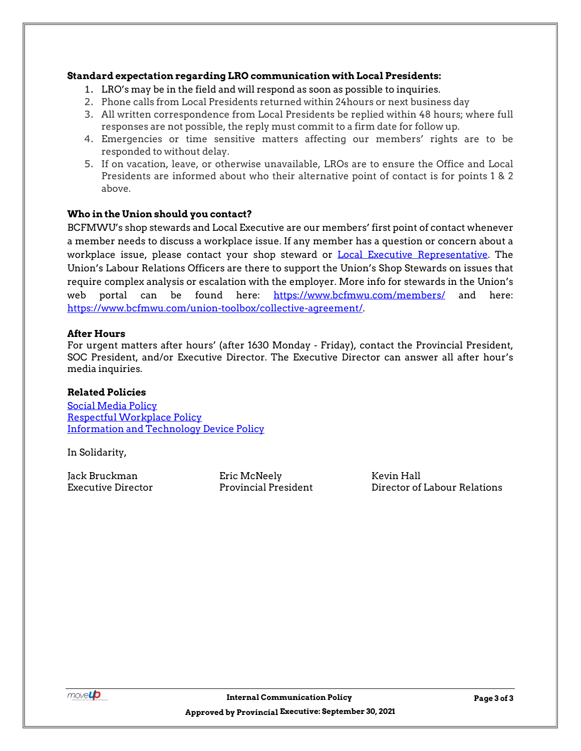**Standard expectation regarding LRO communication with Local Presidents:**

1. LRO's may be in the field and will respond as soon as possible to inquiries.
2. Phone calls from Local Presidents returned within 24hours or next business day
3. All written correspondence from Local Presidents be replied within 48 hours; where full responses are not possible, the reply must commit to a firm date for follow up.
4. Emergencies or time sensitive matters affecting our members' rights are to be responded to without delay.
5. If on vacation, leave, or otherwise unavailable, LROs are to ensure the Office and Local Presidents are informed about who their alternative point of contact is for points 1 & 2 above.

**Who in the Union should you contact?**

BCFMWU's shop stewards and Local Executive are our members' first point of contact whenever a member needs to discuss a workplace issue. If any member has a question or concern about a workplace issue, please contact your shop steward or Local Executive Representative. The Union's Labour Relations Officers are there to support the Union's Shop Stewards on issues that require complex analysis or escalation with the employer. More info for stewards in the Union's web portal can be found here: https://www.bcfmwu.com/members/ and here: https://www.bcfmwu.com/union-toolbox/collective-agreement/.

**After Hours**

For urgent matters after hours' (after 1630 Monday - Friday), contact the Provincial President, SOC President, and/or Executive Director. The Executive Director can answer all after hour's media inquiries.

**Related Policies**

Social Media Policy
Respectful Workplace Policy
Information and Technology Device Policy

In Solidarity,

Jack Bruckman
Executive Director

Eric McNeely
Provincial President

Kevin Hall
Director of Labour Relations